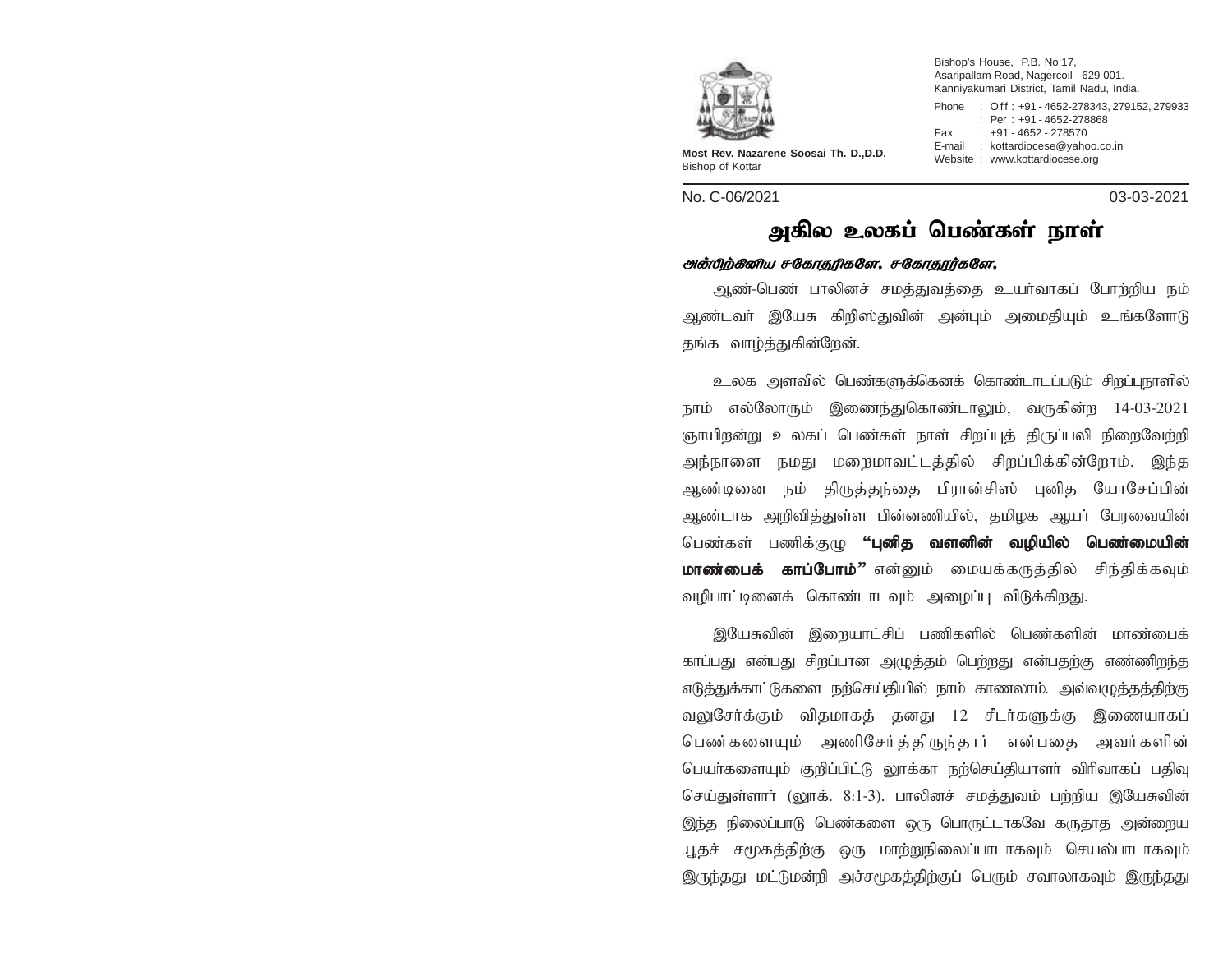**Most Rev. Nazarene Soosai Th. D.,D.D.**
Bishop of Kottar

Bishop's House, P.B. No:17,
Asaripallam Road, Nagercoil - 629 001.
Kanniyakumari District, Tamil Nadu, India.

Phone : Off : +91 - 4652-278343, 279152, 279933
: Per : +91 - 4652-278868
Fax : +91 - 4652 - 278570
E-mail : kottardiocese@yahoo.co.in
Website : www.kottardiocese.org

No. C-06/2021 03-03-2021

# அகில உலகப் பெண்கள் நாள்

***அன்பிற்கினிய சகோதரிகளே, சகோதரர்களே,***

ஆண்-பெண் பாலினச் சமத்துவத்தை உயர்வாகப் போற்றிய நம் ஆண்டவர் இயேசு கிறிஸ்துவின் அன்பும் அமைதியும் உங்களோடு தங்க வாழ்த்துகின்றேன்.

உலக அளவில் பெண்களுக்கெனக் கொண்டாடப்படும் சிறப்புநாளில் நாம் எல்லோரும் இணைந்துகொண்டாலும், வருகின்ற 14-03-2021 ஞாயிறன்று உலகப் பெண்கள் நாள் சிறப்புத் திருப்பலி நிறைவேற்றி அந்நாளை நமது மறைமாவட்டத்தில் சிறப்பிக்கின்றோம். இந்த ஆண்டினை நம் திருத்தந்தை பிரான்சிஸ் புனித யோசேப்பின் ஆண்டாக அறிவித்துள்ள பின்னணியில், தமிழக ஆயர் பேரவையின் பெண்கள் பணிக்குழு **"புனித வளனின் வழியில் பெண்மையின் மாண்பைக் காப்போம்"** என்னும் மையக்கருத்தில் சிந்திக்கவும் வழிபாட்டினைக் கொண்டாடவும் அழைப்பு விடுக்கிறது.

இயேசுவின் இறையாட்சிப் பணிகளில் பெண்களின் மாண்பைக் காப்பது என்பது சிறப்பான அழுத்தம் பெற்றது என்பதற்கு எண்ணிறந்த எடுத்துக்காட்டுகளை நற்செய்தியில் நாம் காணலாம். அவ்வழுத்தத்திற்கு வலுசேர்க்கும் விதமாகத் தனது 12 சீடர்களுக்கு இணையாகப் பெண்களையும் அணிசேர்த்திருந்தார் என்பதை அவர்களின் பெயர்களையும் குறிப்பிட்டு லூக்கா நற்செய்தியாளர் விரிவாகப் பதிவு செய்துள்ளார் (லூக். 8:1-3). பாலினச் சமத்துவம் பற்றிய இயேசுவின் இந்த நிலைப்பாடு பெண்களை ஒரு பொருட்டாகவே கருதாத அன்றைய யூதச் சமூகத்திற்கு ஒரு மாற்றுநிலைப்பாடாகவும் செயல்பாடாகவும் இருந்தது மட்டுமன்றி அச்சமூகத்திற்குப் பெரும் சவாலாகவும் இருந்தது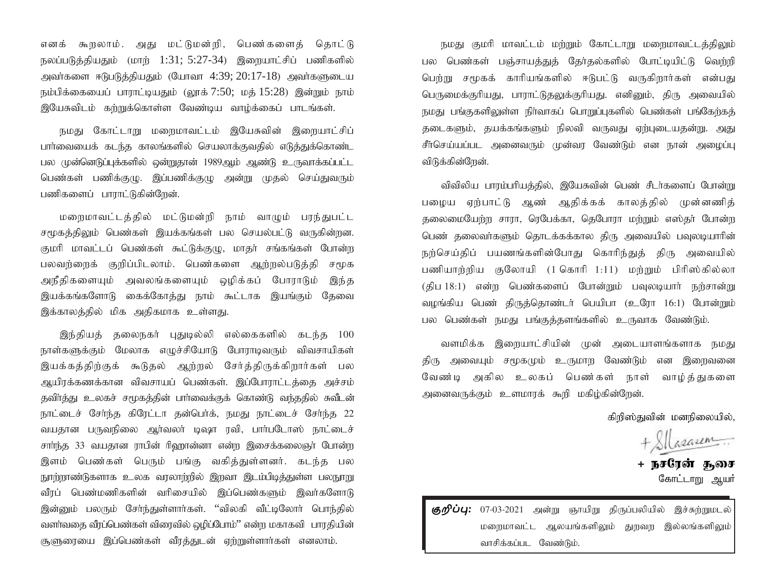எனக் கூறலாம். அது மட்டுமன்றி, பெண்களைத் தொட்டு நலப்படுத்தியதும் (மாற் 1:31; 5:27-34) இறையாட்சிப் பணிகளில் அவர்களை ஈடுபடுத்தியதும் (யோவா 4:39; 20:17-18) அவர்களுடைய நம்பிக்கையைப் பாராட்டியதும் (லூக் 7:50; மத் 15:28) இன்றும் நாம் இயேசுவிடம் கற்றுக்கொள்ள வேண்டிய வாழ்க்கைப் பாடங்கள்.

நமது கோட்டாறு மறைமாவட்டம் இயேசுவின் இறையாட்சிப் பார்வையைக் கடந்த காலங்களில் செயலாக்குவதில் எடுத்துக்கொண்ட பல முன்னெடுப்புக்களில் ஒன்றுதான் 1989ஆம் ஆண்டு உருவாக்கப்பட்ட பெண்கள் பணிக்குழு. இப்பணிக்குழு அன்று முதல் செய்துவரும் பணிகளைப் பாராட்டுகின்றேன்.

மறைமாவட்டத்தில் மட்டுமன்றி நாம் வாழும் பரந்துபட்ட சமூகத்திலும் பெண்கள் இயக்கங்கள் பல செயல்பட்டு வருகின்றன. குமரி மாவட்டப் பெண்கள் கூட்டுக்குழு, மாதர் சங்கங்கள் போன்ற பலவற்றைக் குறிப்பிடலாம். பெண்களை ஆற்றல்படுத்தி சமூக அநீதிகளையும் அவலங்களையும் ஒழிக்கப் போராடும் இந்த இயக்கங்களோடு கைக்கோத்து நாம் கூட்டாக இயங்கும் தேவை இக்காலத்தில் மிக அதிகமாக உள்ளது.

இந்தியத் தலைநகர் புதுடில்லி எல்கைகளில் கடந்த 100 நாள்களுக்கும் மேலாக எழுச்சியோடு போராடிவரும் விவசாயிகள் இயக்கத்திற்குக் கூடுதல் ஆற்றல் சேர்த்திருக்கிறார்கள் பல ஆயிரக்கணக்கான விவசாயப் பெண்கள். இப்போராட்டத்தை அச்சம் தவிர்த்து உலகச் சமூகத்தின் பார்வைக்குக் கொண்டு வந்ததில் சுவீடன் நாட்டைச் சேர்ந்த கிரேட்டா தன்பெர்க், நமது நாட்டைச் சேர்ந்த 22 வயதான பருவநிலை ஆர்வலர் டிஷா ரவி, பார்படோஸ் நாட்டைச் சார்ந்த 33 வயதான ராபின் ரிஹான்னா என்ற இசைக்கலைஞர் போன்ற இளம் பெண்கள் பெரும் பங்கு வகித்துள்ளனர். கடந்த பல நூற்றாண்டுகளாக உலக வரலாற்றில் இறவா இடம்பிடித்துள்ள பலநூறு வீரப் பெண்மணிகளின் வரிசையில் இப்பெண்களும் இவர்களோடு இன்னும் பலரும் சேர்ந்துள்ளார்கள். "விலகி வீட்டிலோர் பொந்தில் வளர்வதை வீரப்பெண்கள் விரைவில் ஒழிப்போம்" என்ற மகாகவி பாரதியின் சூளுரையை இப்பெண்கள் வீரத்துடன் ஏற்றுள்ளார்கள் எனலாம்.

நமது குமரி மாவட்டம் மற்றும் கோட்டாறு மறைமாவட்டத்திலும் பல பெண்கள் பஞ்சாயத்துத் தேர்தல்களில் போட்டியிட்டு வெற்றி பெற்று சமூகக் காரியங்களில் ஈடுபட்டு வருகிறார்கள் என்பது பெருமைக்குரியது, பாராட்டுதலுக்குரியது. எனினும், திரு அவையில் நமது பங்குகளிலுள்ள நிர்வாகப் பொறுப்புகளில் பெண்கள் பங்கேற்கத் தடைகளும், தயக்கங்களும் நிலவி வருவது ஏற்புடையதன்று. அது சீர்செய்யப்பட அனைவரும் முன்வர வேண்டும் என நான் அழைப்பு விடுக்கின்றேன்.

விவிலிய பாரம்பரியத்தில், இயேசுவின் பெண் சீடர்களைப் போன்று பழைய ஏற்பாட்டு ஆண் ஆதிக்கக் காலத்தில் முன்னணித் தலைமையேற்ற சாரா, ரெபேக்கா, தெபோரா மற்றும் எஸ்தர் போன்ற பெண் தலைவர்களும் தொடக்ககால திரு அவையில் பவுலடியாரின் நற்செய்திப் பயணங்களின்போது கொரிந்துத் திரு அவையில் பணியாற்றிய குலோயி (1 கொரி 1:11) மற்றும் பிரிஸ்கில்லா (திப 18:1) என்ற பெண்களைப் போன்றும் பவுலடியார் நற்சான்று வழங்கிய பெண் திருத்தொண்டர் பெயிபா (உரோ 16:1) போன்றும் பல பெண்கள் நமது பங்குத்தளங்களில் உருவாக வேண்டும்.

வளமிக்க இறையாட்சியின் முன் அடையாளங்களாக நமது திரு அவையும் சமூகமும் உருமாற வேண்டும் என இறைவனை வேண்டி அகில உலகப் பெண்கள் நாள் வாழ்த்துகளை அனைவருக்கும் உளமாரக் கூறி மகிழ்கின்றேன்.

கிறிஸ்துவின் மனநிலையில்,

**+ நசரேன் சூசை**
கோட்டாறு ஆயர்

***குறிப்பு:*** 07-03-2021 அன்று ஞாயிறு திருப்பலியில் இச்சுற்றுமடல் மறைமாவட்ட ஆலயங்களிலும் துறவற இல்லங்களிலும் வாசிக்கப்பட வேண்டும்.